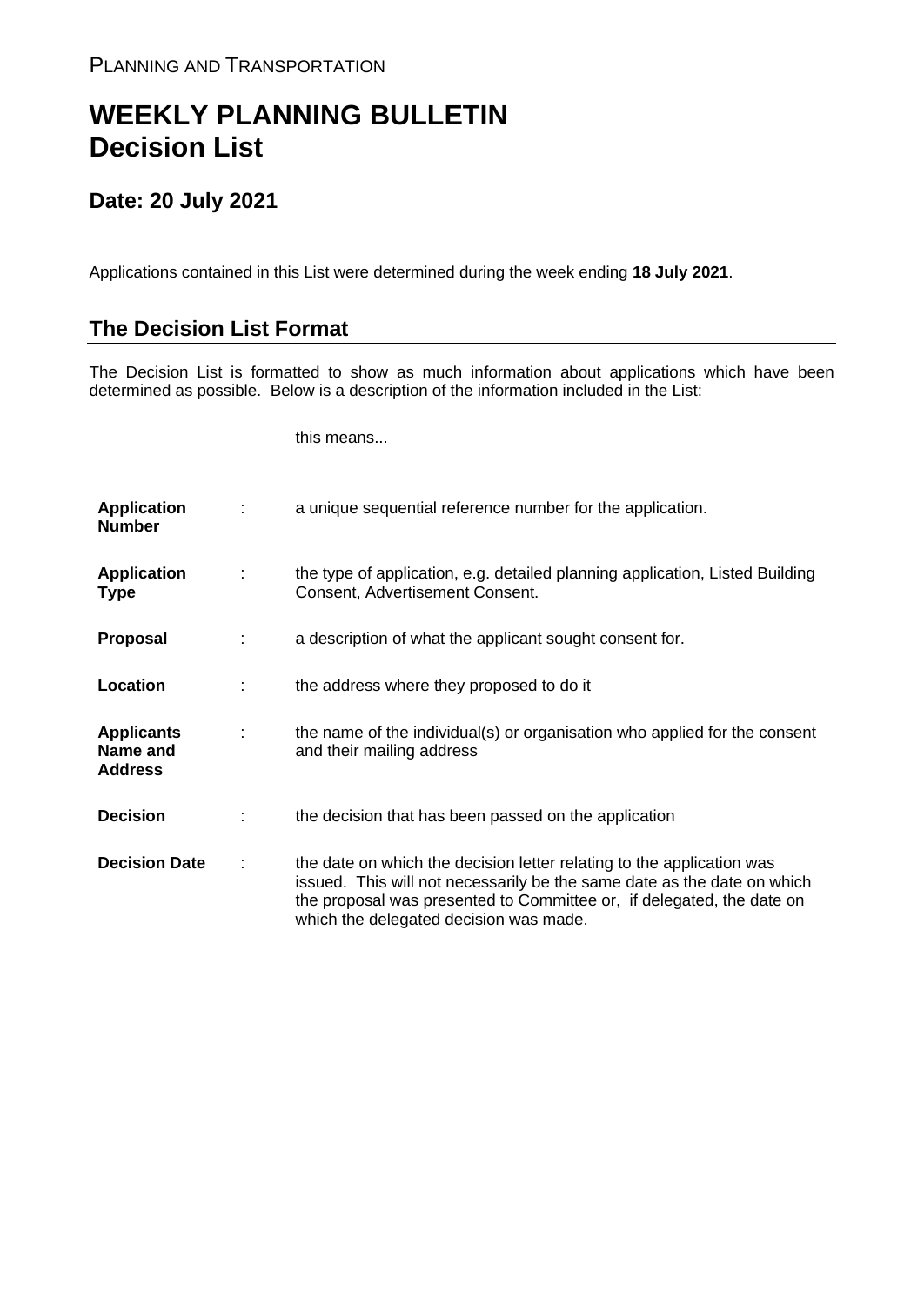PLANNING AND TRANSPORTATION

# WEEKLY PLANNING BULLETIN
# Decision List

## Date: 20 July 2021

Applications contained in this List were determined during the week ending **18 July 2021**.

## The Decision List Format

The Decision List is formatted to show as much information about applications which have been determined as possible. Below is a description of the information included in the List:

| | | this means... |
|---|---|---|
| **Application Number** | : | a unique sequential reference number for the application. |
| **Application Type** | : | the type of application, e.g. detailed planning application, Listed Building Consent, Advertisement Consent. |
| **Proposal** | : | a description of what the applicant sought consent for. |
| **Location** | : | the address where they proposed to do it |
| **Applicants Name and Address** | : | the name of the individual(s) or organisation who applied for the consent and their mailing address |
| **Decision** | : | the decision that has been passed on the application |
| **Decision Date** | : | the date on which the decision letter relating to the application was issued. This will not necessarily be the same date as the date on which the proposal was presented to Committee or, if delegated, the date on which the delegated decision was made. |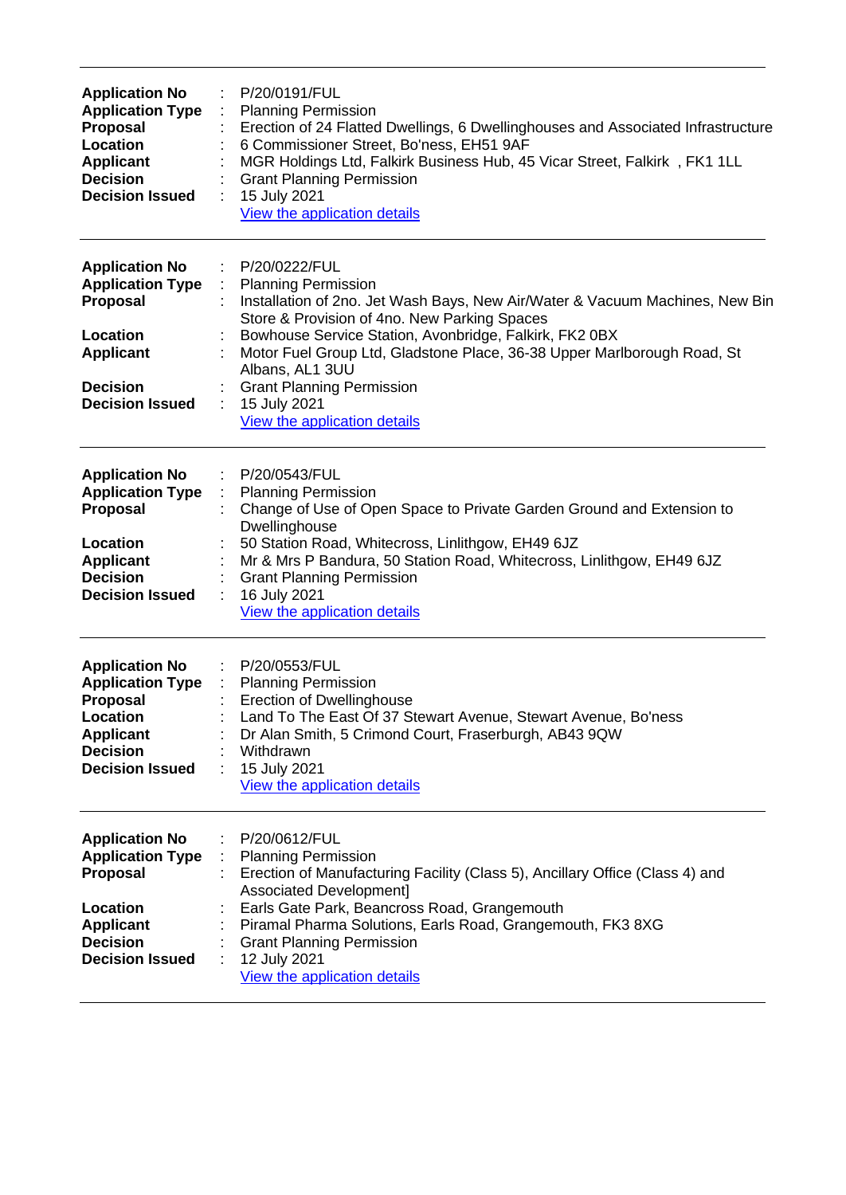---

**Application No** : P/20/0191/FUL
**Application Type** : Planning Permission
**Proposal** : Erection of 24 Flatted Dwellings, 6 Dwellinghouses and Associated Infrastructure
**Location** : 6 Commissioner Street, Bo'ness, EH51 9AF
**Applicant** : MGR Holdings Ltd, Falkirk Business Hub, 45 Vicar Street, Falkirk , FK1 1LL
**Decision** : Grant Planning Permission
**Decision Issued** : 15 July 2021
View the application details

---

**Application No** : P/20/0222/FUL
**Application Type** : Planning Permission
**Proposal** : Installation of 2no. Jet Wash Bays, New Air/Water & Vacuum Machines, New Bin Store & Provision of 4no. New Parking Spaces
**Location** : Bowhouse Service Station, Avonbridge, Falkirk, FK2 0BX
**Applicant** : Motor Fuel Group Ltd, Gladstone Place, 36-38 Upper Marlborough Road, St Albans, AL1 3UU
**Decision** : Grant Planning Permission
**Decision Issued** : 15 July 2021
View the application details

---

**Application No** : P/20/0543/FUL
**Application Type** : Planning Permission
**Proposal** : Change of Use of Open Space to Private Garden Ground and Extension to Dwellinghouse
**Location** : 50 Station Road, Whitecross, Linlithgow, EH49 6JZ
**Applicant** : Mr & Mrs P Bandura, 50 Station Road, Whitecross, Linlithgow, EH49 6JZ
**Decision** : Grant Planning Permission
**Decision Issued** : 16 July 2021
View the application details

---

**Application No** : P/20/0553/FUL
**Application Type** : Planning Permission
**Proposal** : Erection of Dwellinghouse
**Location** : Land To The East Of 37 Stewart Avenue, Stewart Avenue, Bo'ness
**Applicant** : Dr Alan Smith, 5 Crimond Court, Fraserburgh, AB43 9QW
**Decision** : Withdrawn
**Decision Issued** : 15 July 2021
View the application details

---

**Application No** : P/20/0612/FUL
**Application Type** : Planning Permission
**Proposal** : Erection of Manufacturing Facility (Class 5), Ancillary Office (Class 4) and Associated Development]
**Location** : Earls Gate Park, Beancross Road, Grangemouth
**Applicant** : Piramal Pharma Solutions, Earls Road, Grangemouth, FK3 8XG
**Decision** : Grant Planning Permission
**Decision Issued** : 12 July 2021
View the application details

---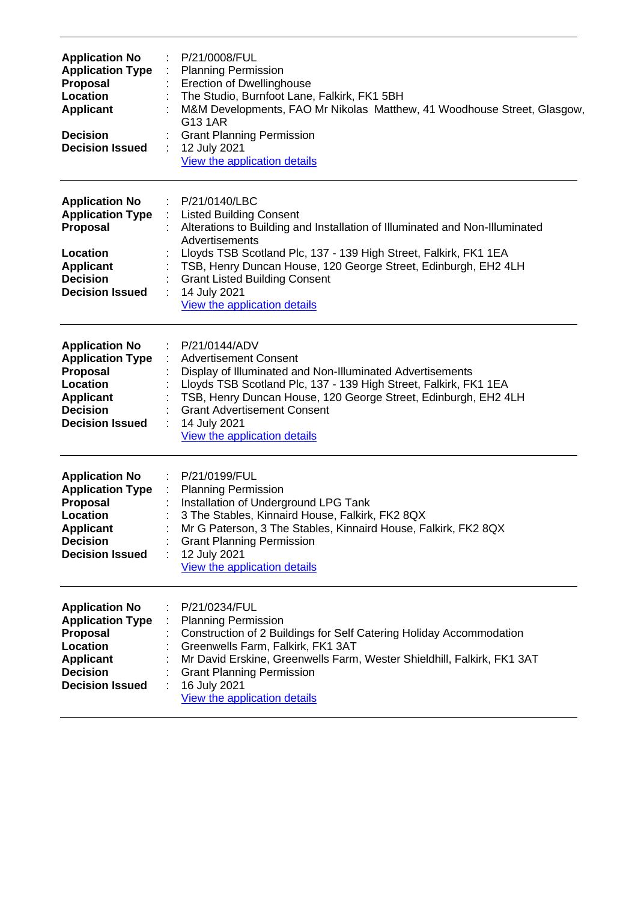---

**Application No** : P/21/0008/FUL
**Application Type** : Planning Permission
**Proposal** : Erection of Dwellinghouse
**Location** : The Studio, Burnfoot Lane, Falkirk, FK1 5BH
**Applicant** : M&M Developments, FAO Mr Nikolas Matthew, 41 Woodhouse Street, Glasgow, G13 1AR
**Decision** : Grant Planning Permission
**Decision Issued** : 12 July 2021
View the application details

---

**Application No** : P/21/0140/LBC
**Application Type** : Listed Building Consent
**Proposal** : Alterations to Building and Installation of Illuminated and Non-Illuminated Advertisements
**Location** : Lloyds TSB Scotland Plc, 137 - 139 High Street, Falkirk, FK1 1EA
**Applicant** : TSB, Henry Duncan House, 120 George Street, Edinburgh, EH2 4LH
**Decision** : Grant Listed Building Consent
**Decision Issued** : 14 July 2021
View the application details

---

**Application No** : P/21/0144/ADV
**Application Type** : Advertisement Consent
**Proposal** : Display of Illuminated and Non-Illuminated Advertisements
**Location** : Lloyds TSB Scotland Plc, 137 - 139 High Street, Falkirk, FK1 1EA
**Applicant** : TSB, Henry Duncan House, 120 George Street, Edinburgh, EH2 4LH
**Decision** : Grant Advertisement Consent
**Decision Issued** : 14 July 2021
View the application details

---

**Application No** : P/21/0199/FUL
**Application Type** : Planning Permission
**Proposal** : Installation of Underground LPG Tank
**Location** : 3 The Stables, Kinnaird House, Falkirk, FK2 8QX
**Applicant** : Mr G Paterson, 3 The Stables, Kinnaird House, Falkirk, FK2 8QX
**Decision** : Grant Planning Permission
**Decision Issued** : 12 July 2021
View the application details

---

**Application No** : P/21/0234/FUL
**Application Type** : Planning Permission
**Proposal** : Construction of 2 Buildings for Self Catering Holiday Accommodation
**Location** : Greenwells Farm, Falkirk, FK1 3AT
**Applicant** : Mr David Erskine, Greenwells Farm, Wester Shieldhill, Falkirk, FK1 3AT
**Decision** : Grant Planning Permission
**Decision Issued** : 16 July 2021
View the application details

---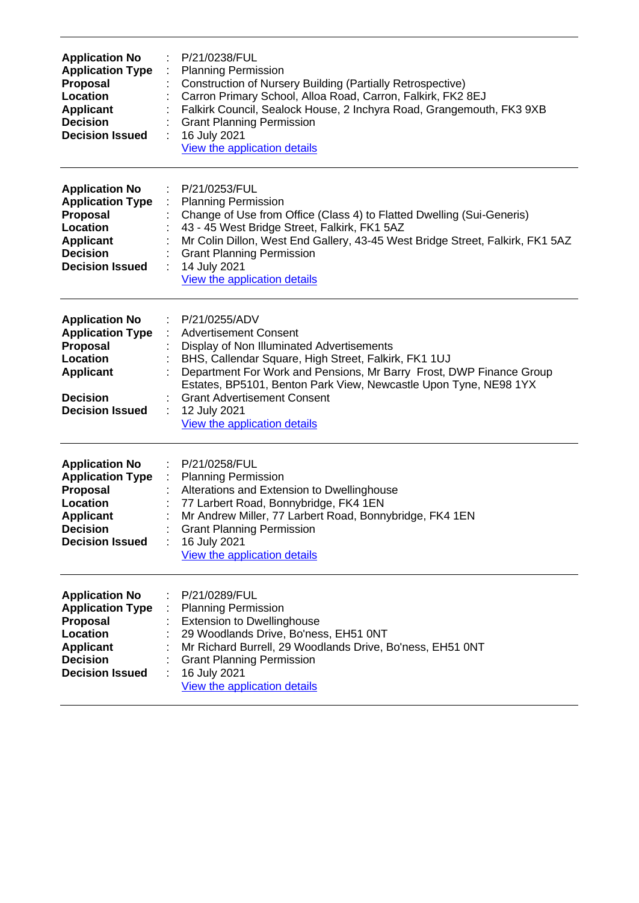| | | |
|---|---|---|
| **Application No** | : | P/21/0238/FUL |
| **Application Type** | : | Planning Permission |
| **Proposal** | : | Construction of Nursery Building (Partially Retrospective) |
| **Location** | : | Carron Primary School, Alloa Road, Carron, Falkirk, FK2 8EJ |
| **Applicant** | : | Falkirk Council, Sealock House, 2 Inchyra Road, Grangemouth, FK3 9XB |
| **Decision** | : | Grant Planning Permission |
| **Decision Issued** | : | 16 July 2021 |
| | | View the application details |

---

| | | |
|---|---|---|
| **Application No** | : | P/21/0253/FUL |
| **Application Type** | : | Planning Permission |
| **Proposal** | : | Change of Use from Office (Class 4) to Flatted Dwelling (Sui-Generis) |
| **Location** | : | 43 - 45 West Bridge Street, Falkirk, FK1 5AZ |
| **Applicant** | : | Mr Colin Dillon, West End Gallery, 43-45 West Bridge Street, Falkirk, FK1 5AZ |
| **Decision** | : | Grant Planning Permission |
| **Decision Issued** | : | 14 July 2021 |
| | | View the application details |

---

| | | |
|---|---|---|
| **Application No** | : | P/21/0255/ADV |
| **Application Type** | : | Advertisement Consent |
| **Proposal** | : | Display of Non Illuminated Advertisements |
| **Location** | : | BHS, Callendar Square, High Street, Falkirk, FK1 1UJ |
| **Applicant** | : | Department For Work and Pensions, Mr Barry Frost, DWP Finance Group Estates, BP5101, Benton Park View, Newcastle Upon Tyne, NE98 1YX |
| **Decision** | : | Grant Advertisement Consent |
| **Decision Issued** | : | 12 July 2021 |
| | | View the application details |

---

| | | |
|---|---|---|
| **Application No** | : | P/21/0258/FUL |
| **Application Type** | : | Planning Permission |
| **Proposal** | : | Alterations and Extension to Dwellinghouse |
| **Location** | : | 77 Larbert Road, Bonnybridge, FK4 1EN |
| **Applicant** | : | Mr Andrew Miller, 77 Larbert Road, Bonnybridge, FK4 1EN |
| **Decision** | : | Grant Planning Permission |
| **Decision Issued** | : | 16 July 2021 |
| | | View the application details |

---

| | | |
|---|---|---|
| **Application No** | : | P/21/0289/FUL |
| **Application Type** | : | Planning Permission |
| **Proposal** | : | Extension to Dwellinghouse |
| **Location** | : | 29 Woodlands Drive, Bo'ness, EH51 0NT |
| **Applicant** | : | Mr Richard Burrell, 29 Woodlands Drive, Bo'ness, EH51 0NT |
| **Decision** | : | Grant Planning Permission |
| **Decision Issued** | : | 16 July 2021 |
| | | View the application details |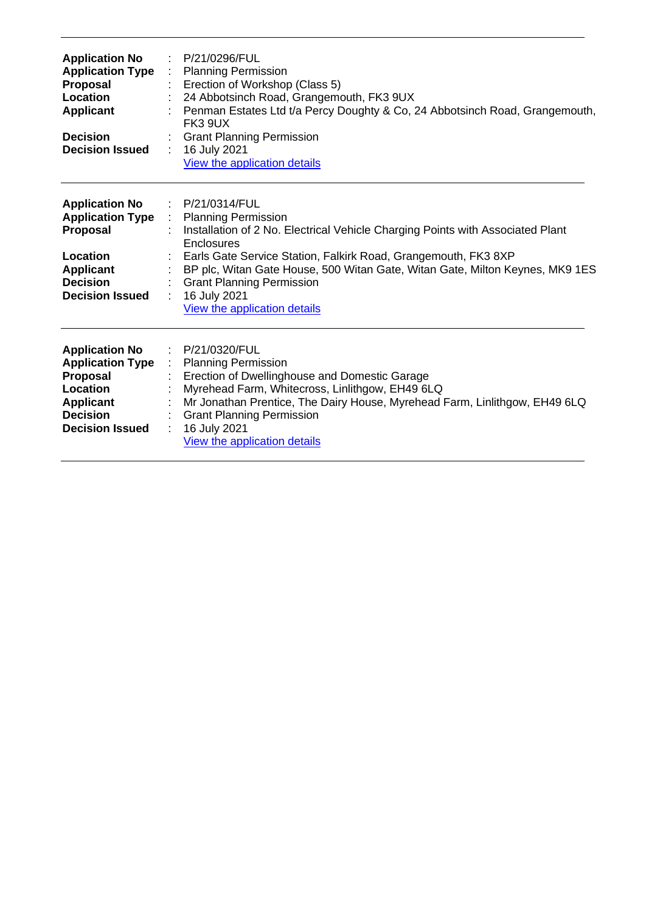---

| | | |
|---|---|---|
| **Application No** | : | P/21/0296/FUL |
| **Application Type** | : | Planning Permission |
| **Proposal** | : | Erection of Workshop (Class 5) |
| **Location** | : | 24 Abbotsinch Road, Grangemouth, FK3 9UX |
| **Applicant** | : | Penman Estates Ltd t/a Percy Doughty & Co, 24 Abbotsinch Road, Grangemouth, FK3 9UX |
| **Decision** | : | Grant Planning Permission |
| **Decision Issued** | : | 16 July 2021 |
| | | View the application details |

---

| | | |
|---|---|---|
| **Application No** | : | P/21/0314/FUL |
| **Application Type** | : | Planning Permission |
| **Proposal** | : | Installation of 2 No. Electrical Vehicle Charging Points with Associated Plant Enclosures |
| **Location** | : | Earls Gate Service Station, Falkirk Road, Grangemouth, FK3 8XP |
| **Applicant** | : | BP plc, Witan Gate House, 500 Witan Gate, Witan Gate, Milton Keynes, MK9 1ES |
| **Decision** | : | Grant Planning Permission |
| **Decision Issued** | : | 16 July 2021 |
| | | View the application details |

---

| | | |
|---|---|---|
| **Application No** | : | P/21/0320/FUL |
| **Application Type** | : | Planning Permission |
| **Proposal** | : | Erection of Dwellinghouse and Domestic Garage |
| **Location** | : | Myrehead Farm, Whitecross, Linlithgow, EH49 6LQ |
| **Applicant** | : | Mr Jonathan Prentice, The Dairy House, Myrehead Farm, Linlithgow, EH49 6LQ |
| **Decision** | : | Grant Planning Permission |
| **Decision Issued** | : | 16 July 2021 |
| | | View the application details |

---